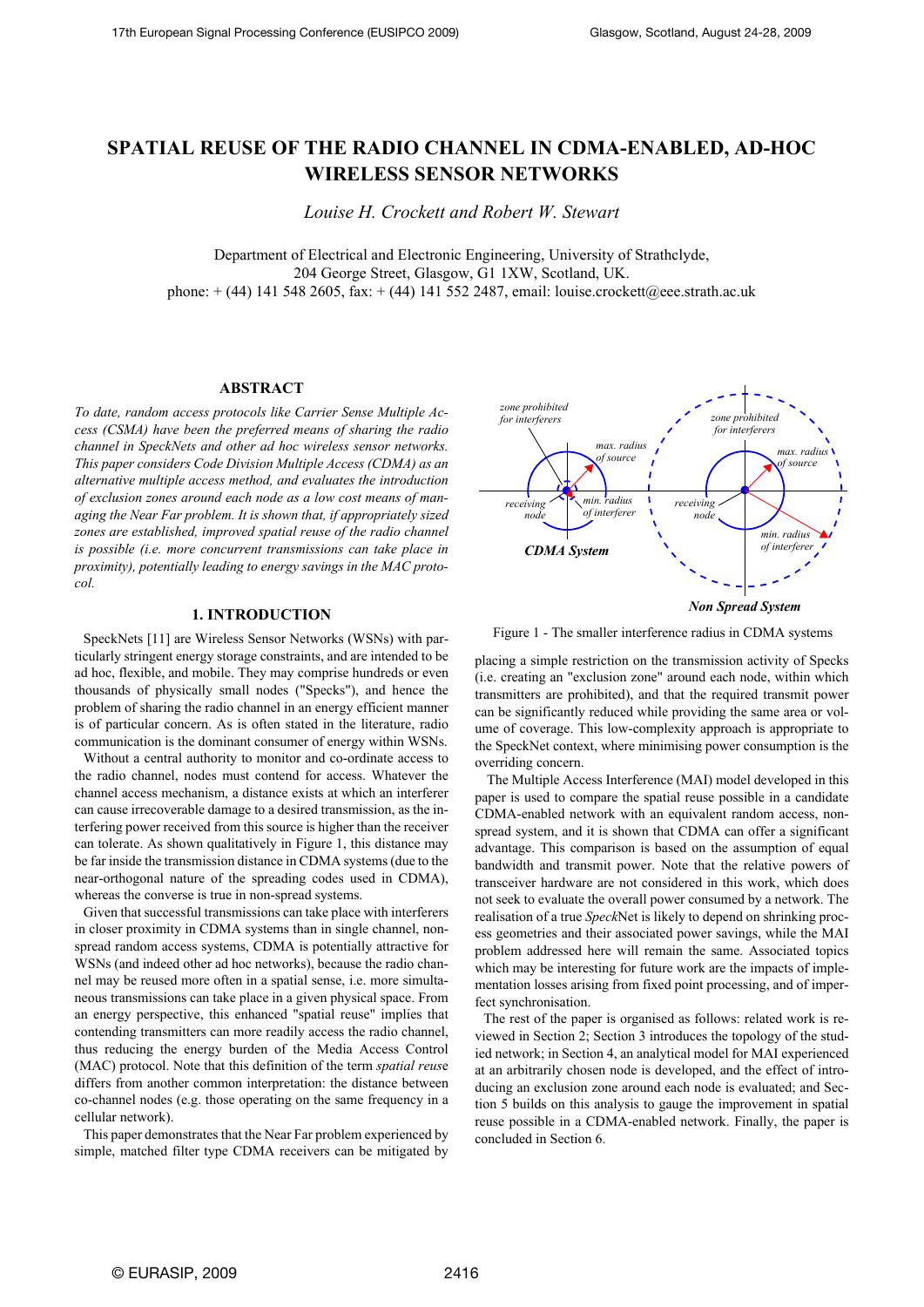# SPATIAL REUSE OF THE RADIO CHANNEL IN CDMA-ENABLED, AD-HOC WIRELESS SENSOR NETWORKS

*Louise H. Crockett and Robert W. Stewart*

Department of Electrical and Electronic Engineering, University of Strathclyde,
204 George Street, Glasgow, G1 1XW, Scotland, UK.
phone: + (44) 141 548 2605, fax: + (44) 141 552 2487, email: louise.crockett@eee.strath.ac.uk

## ABSTRACT

*To date, random access protocols like Carrier Sense Multiple Access (CSMA) have been the preferred means of sharing the radio channel in SpeckNets and other ad hoc wireless sensor networks. This paper considers Code Division Multiple Access (CDMA) as an alternative multiple access method, and evaluates the introduction of exclusion zones around each node as a low cost means of managing the Near Far problem. It is shown that, if appropriately sized zones are established, improved spatial reuse of the radio channel is possible (i.e. more concurrent transmissions can take place in proximity), potentially leading to energy savings in the MAC protocol.*

## 1. INTRODUCTION

SpeckNets [11] are Wireless Sensor Networks (WSNs) with particularly stringent energy storage constraints, and are intended to be ad hoc, flexible, and mobile. They may comprise hundreds or even thousands of physically small nodes ("Specks"), and hence the problem of sharing the radio channel in an energy efficient manner is of particular concern. As is often stated in the literature, radio communication is the dominant consumer of energy within WSNs.

Without a central authority to monitor and co-ordinate access to the radio channel, nodes must contend for access. Whatever the channel access mechanism, a distance exists at which an interferer can cause irrecoverable damage to a desired transmission, as the interfering power received from this source is higher than the receiver can tolerate. As shown qualitatively in Figure 1, this distance may be far inside the transmission distance in CDMA systems (due to the near-orthogonal nature of the spreading codes used in CDMA), whereas the converse is true in non-spread systems.

Given that successful transmissions can take place with interferers in closer proximity in CDMA systems than in single channel, non-spread random access systems, CDMA is potentially attractive for WSNs (and indeed other ad hoc networks), because the radio channel may be reused more often in a spatial sense, i.e. more simultaneous transmissions can take place in a given physical space. From an energy perspective, this enhanced "spatial reuse" implies that contending transmitters can more readily access the radio channel, thus reducing the energy burden of the Media Access Control (MAC) protocol. Note that this definition of the term *spatial reuse* differs from another common interpretation: the distance between co-channel nodes (e.g. those operating on the same frequency in a cellular network).

This paper demonstrates that the Near Far problem experienced by simple, matched filter type CDMA receivers can be mitigated by placing a simple restriction on the transmission activity of Specks (i.e. creating an "exclusion zone" around each node, within which transmitters are prohibited), and that the required transmit power can be significantly reduced while providing the same area or volume of coverage. This low-complexity approach is appropriate to the SpeckNet context, where minimising power consumption is the overriding concern.

Figure 1 - The smaller interference radius in CDMA systems

The Multiple Access Interference (MAI) model developed in this paper is used to compare the spatial reuse possible in a candidate CDMA-enabled network with an equivalent random access, non-spread system, and it is shown that CDMA can offer a significant advantage. This comparison is based on the assumption of equal bandwidth and transmit power. Note that the relative powers of transceiver hardware are not considered in this work, which does not seek to evaluate the overall power consumed by a network. The realisation of a true *Speck*Net is likely to depend on shrinking process geometries and their associated power savings, while the MAI problem addressed here will remain the same. Associated topics which may be interesting for future work are the impacts of implementation losses arising from fixed point processing, and of imperfect synchronisation.

The rest of the paper is organised as follows: related work is reviewed in Section 2; Section 3 introduces the topology of the studied network; in Section 4, an analytical model for MAI experienced at an arbitrarily chosen node is developed, and the effect of introducing an exclusion zone around each node is evaluated; and Section 5 builds on this analysis to gauge the improvement in spatial reuse possible in a CDMA-enabled network. Finally, the paper is concluded in Section 6.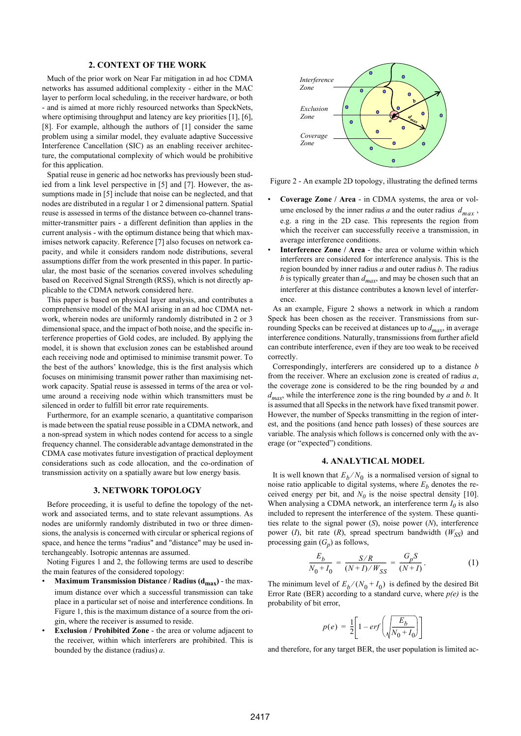## 2. CONTEXT OF THE WORK

Much of the prior work on Near Far mitigation in ad hoc CDMA networks has assumed additional complexity - either in the MAC layer to perform local scheduling, in the receiver hardware, or both - and is aimed at more richly resourced networks than SpeckNets, where optimising throughput and latency are key priorities [1], [6], [8]. For example, although the authors of [1] consider the same problem using a similar model, they evaluate adaptive Successive Interference Cancellation (SIC) as an enabling receiver architecture, the computational complexity of which would be prohibitive for this application.

Spatial reuse in generic ad hoc networks has previously been studied from a link level perspective in [5] and [7]. However, the assumptions made in [5] include that noise can be neglected, and that nodes are distributed in a regular 1 or 2 dimensional pattern. Spatial reuse is assessed in terms of the distance between co-channel transmitter-transmitter pairs - a different definition than applies in the current analysis - with the optimum distance being that which maximises network capacity. Reference [7] also focuses on network capacity, and while it considers random node distributions, several assumptions differ from the work presented in this paper. In particular, the most basic of the scenarios covered involves scheduling based on Received Signal Strength (RSS), which is not directly applicable to the CDMA network considered here.

This paper is based on physical layer analysis, and contributes a comprehensive model of the MAI arising in an ad hoc CDMA network, wherein nodes are uniformly randomly distributed in 2 or 3 dimensional space, and the impact of both noise, and the specific interference properties of Gold codes, are included. By applying the model, it is shown that exclusion zones can be established around each receiving node and optimised to minimise transmit power. To the best of the authors' knowledge, this is the first analysis which focuses on minimising transmit power rather than maximising network capacity. Spatial reuse is assessed in terms of the area or volume around a receiving node within which transmitters must be silenced in order to fulfill bit error rate requirements.

Furthermore, for an example scenario, a quantitative comparison is made between the spatial reuse possible in a CDMA network, and a non-spread system in which nodes contend for access to a single frequency channel. The considerable advantage demonstrated in the CDMA case motivates future investigation of practical deployment considerations such as code allocation, and the co-ordination of transmission activity on a spatially aware but low energy basis.

## 3. NETWORK TOPOLOGY

Before proceeding, it is useful to define the topology of the network and associated terms, and to state relevant assumptions. As nodes are uniformly randomly distributed in two or three dimensions, the analysis is concerned with circular or spherical regions of space, and hence the terms "radius" and "distance" may be used interchangeably. Isotropic antennas are assumed.

Noting Figures 1 and 2, the following terms are used to describe the main features of the considered topology:

- **Maximum Transmission Distance / Radius ($d_{max}$)** - the maximum distance over which a successful transmission can take place in a particular set of noise and interference conditions. In Figure 1, this is the maximum distance of a source from the origin, where the receiver is assumed to reside.
- **Exclusion / Prohibited Zone** - the area or volume adjacent to the receiver, within which interferers are prohibited. This is bounded by the distance (radius) $a$.
- **Coverage Zone / Area** - in CDMA systems, the area or volume enclosed by the inner radius $a$ and the outer radius $d_{max}$, e.g. a ring in the 2D case. This represents the region from which the receiver can successfully receive a transmission, in average interference conditions.
- **Interference Zone / Area** - the area or volume within which interferers are considered for interference analysis. This is the region bounded by inner radius $a$ and outer radius $b$. The radius $b$ is typically greater than $d_{max}$, and may be chosen such that an interferer at this distance contributes a known level of interference.

Figure 2 - An example 2D topology, illustrating the defined terms

As an example, Figure 2 shows a network in which a random Speck has been chosen as the receiver. Transmissions from surrounding Specks can be received at distances up to $d_{max}$, in average interference conditions. Naturally, transmissions from further afield can contribute interference, even if they are too weak to be received correctly.

Correspondingly, interferers are considered up to a distance $b$ from the receiver. Where an exclusion zone is created of radius $a$, the coverage zone is considered to be the ring bounded by $a$ and $d_{max}$, while the interference zone is the ring bounded by $a$ and $b$. It is assumed that all Specks in the network have fixed transmit power. However, the number of Specks transmitting in the region of interest, and the positions (and hence path losses) of these sources are variable. The analysis which follows is concerned only with the average (or "expected") conditions.

## 4. ANALYTICAL MODEL

It is well known that $E_b/N_0$ is a normalised version of signal to noise ratio applicable to digital systems, where $E_b$ denotes the received energy per bit, and $N_0$ is the noise spectral density [10]. When analysing a CDMA network, an interference term $I_0$ is also included to represent the interference of the system. These quantities relate to the signal power ($S$), noise power ($N$), interference power ($I$), bit rate ($R$), spread spectrum bandwidth ($W_{SS}$) and processing gain ($G_p$) as follows,

$$\frac{E_b}{N_0 + I_0} = \frac{S/R}{(N+I)/W_{SS}} = \frac{G_p S}{(N+I)}. \qquad (1)$$

The minimum level of $E_b/(N_0 + I_0)$ is defined by the desired Bit Error Rate (BER) according to a standard curve, where $p(e)$ is the probability of bit error,

$$p(e) = \frac{1}{2}\left[1 - erf\left(\sqrt{\frac{E_b}{N_0 + I_0}}\right)\right]$$

and therefore, for any target BER, the user population is limited ac-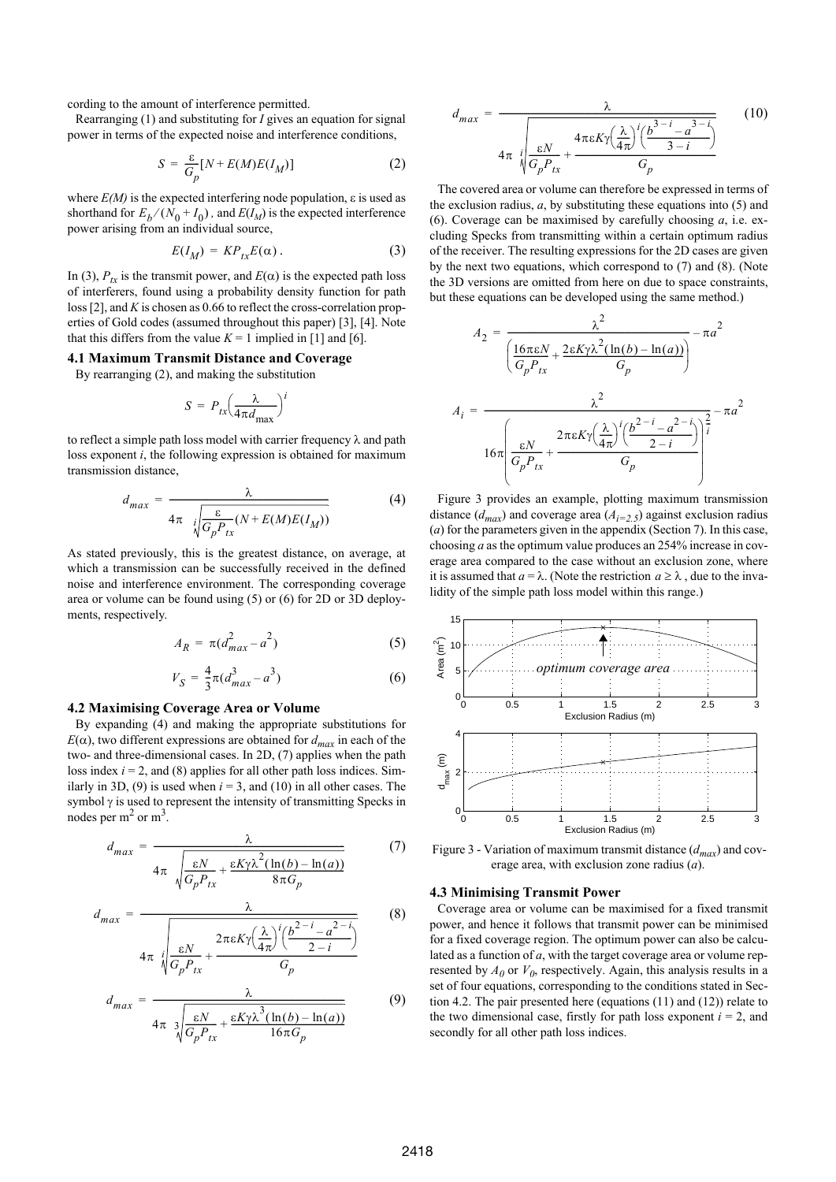cording to the amount of interference permitted.

Rearranging (1) and substituting for $I$ gives an equation for signal power in terms of the expected noise and interference conditions,

$$S = \frac{\varepsilon}{G_p}[N + E(M)E(I_M)] \quad (2)$$

where $E(M)$ is the expected interfering node population, $\varepsilon$ is used as shorthand for $E_b/(N_0 + I_0)$, and $E(I_M)$ is the expected interference power arising from an individual source,

$$E(I_M) = KP_{tx}E(\alpha)\,. \quad (3)$$

In (3), $P_{tx}$ is the transmit power, and $E(\alpha)$ is the expected path loss of interferers, found using a probability density function for path loss [2], and $K$ is chosen as 0.66 to reflect the cross-correlation properties of Gold codes (assumed throughout this paper) [3], [4]. Note that this differs from the value $K = 1$ implied in [1] and [6].

### 4.1 Maximum Transmit Distance and Coverage

By rearranging (2), and making the substitution

$$S = P_{tx}\left(\frac{\lambda}{4\pi d_{\max}}\right)^i$$

to reflect a simple path loss model with carrier frequency $\lambda$ and path loss exponent $i$, the following expression is obtained for maximum transmission distance,

$$d_{max} = \frac{\lambda}{4\pi\sqrt[i]{\dfrac{\varepsilon}{G_pP_{tx}}(N + E(M)E(I_M))}} \quad (4)$$

As stated previously, this is the greatest distance, on average, at which a transmission can be successfully received in the defined noise and interference environment. The corresponding coverage area or volume can be found using (5) or (6) for 2D or 3D deployments, respectively.

$$A_R = \pi(d_{max}^2 - a^2) \quad (5)$$

$$V_S = \frac{4}{3}\pi(d_{max}^3 - a^3) \quad (6)$$

### 4.2 Maximising Coverage Area or Volume

By expanding (4) and making the appropriate substitutions for $E(\alpha)$, two different expressions are obtained for $d_{max}$ in each of the two- and three-dimensional cases. In 2D, (7) applies when the path loss index $i = 2$, and (8) applies for all other path loss indices. Similarly in 3D, (9) is used when $i = 3$, and (10) in all other cases. The symbol $\gamma$ is used to represent the intensity of transmitting Specks in nodes per $m^2$ or $m^3$.

$$d_{max} = \frac{\lambda}{4\pi\sqrt{\dfrac{\varepsilon N}{G_pP_{tx}} + \dfrac{\varepsilon K\gamma\lambda^2(\ln(b) - \ln(a))}{8\pi G_p}}} \quad (7)$$

$$d_{max} = \frac{\lambda}{4\pi\sqrt[i]{\dfrac{\varepsilon N}{G_pP_{tx}} + \dfrac{2\pi\varepsilon K\gamma\left(\frac{\lambda}{4\pi}\right)^i\left(\frac{b^{2-i} - a^{2-i}}{2-i}\right)}{G_p}}} \quad (8)$$

$$d_{max} = \frac{\lambda}{4\pi\sqrt[3]{\dfrac{\varepsilon N}{G_pP_{tx}} + \dfrac{\varepsilon K\gamma\lambda^3(\ln(b) - \ln(a))}{16\pi G_p}}} \quad (9)$$

$$d_{max} = \frac{\lambda}{4\pi\sqrt[i]{\dfrac{\varepsilon N}{G_pP_{tx}} + \dfrac{4\pi\varepsilon K\gamma\left(\frac{\lambda}{4\pi}\right)^i\left(\frac{b^{3-i} - a^{3-i}}{3-i}\right)}{G_p}}} \quad (10)$$

The covered area or volume can therefore be expressed in terms of the exclusion radius, $a$, by substituting these equations into (5) and (6). Coverage can be maximised by carefully choosing $a$, i.e. excluding Specks from transmitting within a certain optimum radius of the receiver. The resulting expressions for the 2D cases are given by the next two equations, which correspond to (7) and (8). (Note the 3D versions are omitted from here on due to space constraints, but these equations can be developed using the same method.)

$$A_2 = \frac{\lambda^2}{\left(\dfrac{16\pi\varepsilon N}{G_pP_{tx}} + \dfrac{2\varepsilon K\gamma\lambda^2(\ln(b) - \ln(a))}{G_p}\right)} - \pi a^2$$

$$A_i = \frac{\lambda^2}{16\pi\left(\dfrac{\varepsilon N}{G_pP_{tx}} + \dfrac{2\pi\varepsilon K\gamma\left(\frac{\lambda}{4\pi}\right)^i\left(\frac{b^{2-i} - a^{2-i}}{2-i}\right)}{G_p}\right)^{\frac{2}{i}}} - \pi a^2$$

Figure 3 provides an example, plotting maximum transmission distance ($d_{max}$) and coverage area ($A_{i=2.5}$) against exclusion radius ($a$) for the parameters given in the appendix (Section 7). In this case, choosing $a$ as the optimum value produces an 254% increase in coverage area compared to the case without an exclusion zone, where it is assumed that $a = \lambda$. (Note the restriction $a \geq \lambda$, due to the invalidity of the simple path loss model within this range.)

Figure 3 - Variation of maximum transmit distance ($d_{max}$) and coverage area, with exclusion zone radius ($a$).

### 4.3 Minimising Transmit Power

Coverage area or volume can be maximised for a fixed transmit power, and hence it follows that transmit power can be minimised for a fixed coverage region. The optimum power can also be calculated as a function of $a$, with the target coverage area or volume represented by $A_0$ or $V_0$, respectively. Again, this analysis results in a set of four equations, corresponding to the conditions stated in Section 4.2. The pair presented here (equations (11) and (12)) relate to the two dimensional case, firstly for path loss exponent $i = 2$, and secondly for all other path loss indices.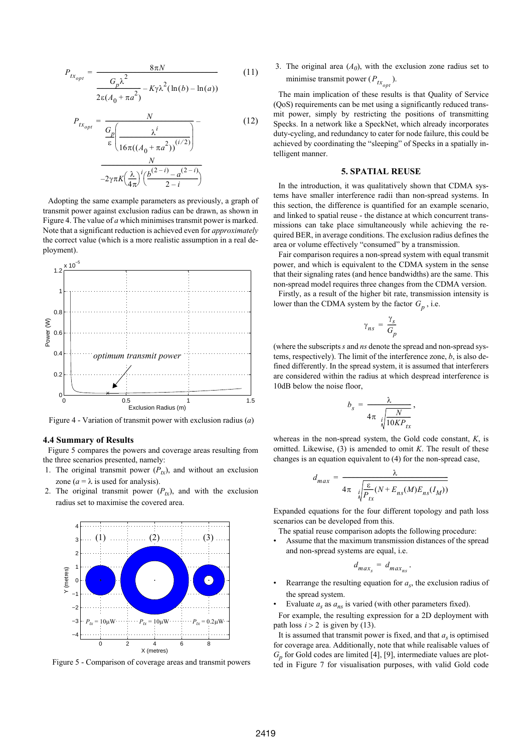$$P_{tx_{opt}} = \frac{8\pi N}{\dfrac{G_p \lambda^2}{2\varepsilon(A_0 + \pi a^2)} - K\gamma\lambda^2(\ln(b) - \ln(a))} \tag{11}$$

$$P_{tx_{opt}} = \frac{N}{\dfrac{G_p}{\varepsilon}\left(\dfrac{\lambda^i}{16\pi((A_0 + \pi a^2))^{(i/2)}}\right)} - \frac{N}{-2\gamma\pi K\left(\dfrac{\lambda}{4\pi}\right)^i\left(\dfrac{b^{(2-i)} - a^{(2-i)}}{2-i}\right)} \tag{12}$$

Adopting the same example parameters as previously, a graph of transmit power against exclusion radius can be drawn, as shown in Figure 4. The value of $a$ which minimises transmit power is marked. Note that a significant reduction is achieved even for *approximately* the correct value (which is a more realistic assumption in a real deployment).

Figure 4 - Variation of transmit power with exclusion radius ($a$)

### 4.4 Summary of Results

Figure 5 compares the powers and coverage areas resulting from the three scenarios presented, namely:

1. The original transmit power ($P_{tx}$), and without an exclusion zone ($a = \lambda$ is used for analysis).
2. The original transmit power ($P_{tx}$), and with the exclusion radius set to maximise the covered area.
3. The original area ($A_0$), with the exclusion zone radius set to minimise transmit power ($P_{tx_{opt}}$).

Figure 5 - Comparison of coverage areas and transmit powers

The main implication of these results is that Quality of Service (QoS) requirements can be met using a significantly reduced transmit power, simply by restricting the positions of transmitting Specks. In a network like a SpeckNet, which already incorporates duty-cycling, and redundancy to cater for node failure, this could be achieved by coordinating the "sleeping" of Specks in a spatially intelligent manner.

## 5. SPATIAL REUSE

In the introduction, it was qualitatively shown that CDMA systems have smaller interference radii than non-spread systems. In this section, the difference is quantified for an example scenario, and linked to spatial reuse - the distance at which concurrent transmissions can take place simultaneously while achieving the required BER, in average conditions. The exclusion radius defines the area or volume effectively "consumed" by a transmission.

Fair comparison requires a non-spread system with equal transmit power, and which is equivalent to the CDMA system in the sense that their signaling rates (and hence bandwidths) are the same. This non-spread model requires three changes from the CDMA version.

Firstly, as a result of the higher bit rate, transmission intensity is lower than the CDMA system by the factor $G_p$, i.e.

$$\gamma_{ns} = \frac{\gamma_s}{G_p}$$

(where the subscripts $s$ and $ns$ denote the spread and non-spread systems, respectively). The limit of the interference zone, $b$, is also defined differently. In the spread system, it is assumed that interferers are considered within the radius at which despread interference is 10dB below the noise floor,

$$b_s = \frac{\lambda}{4\pi \sqrt[i]{\dfrac{N}{10KP_{tx}}}},$$

whereas in the non-spread system, the Gold code constant, $K$, is omitted. Likewise, (3) is amended to omit $K$. The result of these changes is an equation equivalent to (4) for the non-spread case,

$$d_{max} = \frac{\lambda}{4\pi \sqrt[i]{\dfrac{\varepsilon}{P_{tx}}(N + E_{ns}(M)E_{ns}(I_M))}}$$

Expanded equations for the four different topology and path loss scenarios can be developed from this.

The spatial reuse comparison adopts the following procedure:

- Assume that the maximum transmission distances of the spread and non-spread systems are equal, i.e.
$$d_{max_s} = d_{max_{ns}}.$$
- Rearrange the resulting equation for $a_s$, the exclusion radius of the spread system.
- Evaluate $a_s$ as $a_{ns}$ is varied (with other parameters fixed).

For example, the resulting expression for a 2D deployment with path loss $i > 2$ is given by (13).

It is assumed that transmit power is fixed, and that $a_s$ is optimised for coverage area. Additionally, note that while realisable values of $G_p$ for Gold codes are limited [4], [9], intermediate values are plotted in Figure 7 for visualisation purposes, with valid Gold code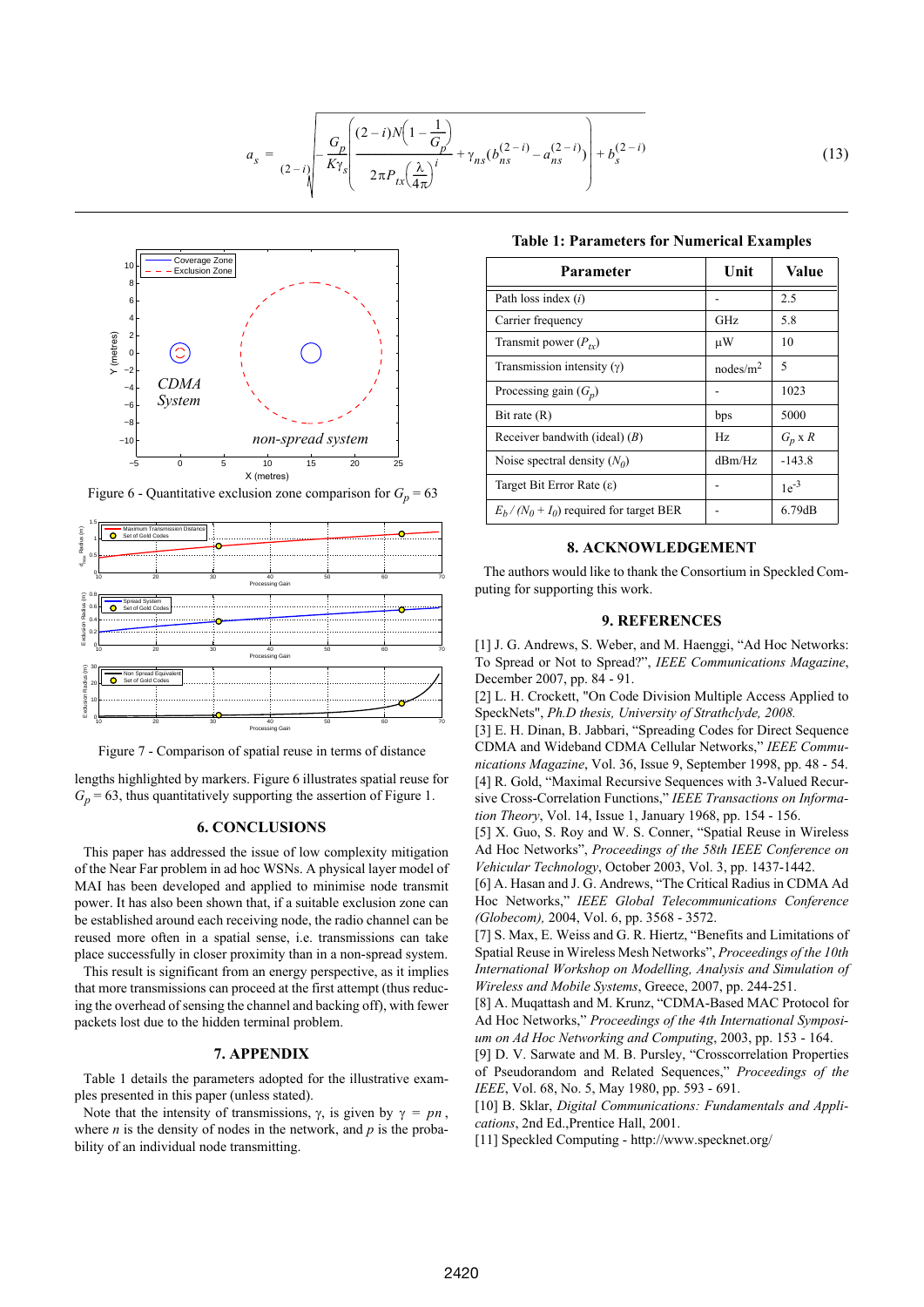$$a_s = \sqrt[(2-i)]{-\frac{G_p}{K\gamma_s}\left(\frac{(2-i)N\left(1-\frac{1}{G_p}\right)}{2\pi P_{tx}\left(\frac{\lambda}{4\pi}\right)^i} + \gamma_{ns}(b_{ns}^{(2-i)} - a_{ns}^{(2-i)})\right) + b_s^{(2-i)}} \tag{13}$$

Coverage Zone
Exclusion Zone
Y (metres)
X (metres)
CDMA System
non-spread system
10 8 6 4 2 0 −2 −4 −6 −8 −10
−5 0 5 10 15 20 25

Figure 6 - Quantitative exclusion zone comparison for $G_p$ = 63

Maximum Transmission Distance
Set of Gold Codes
Spread System
Set of Gold Codes
Non Spread Equivalent
Set of Gold Codes
Processing Gain
Exclusion Radius (m)

Figure 7 - Comparison of spatial reuse in terms of distance

lengths highlighted by markers. Figure 6 illustrates spatial reuse for $G_p$ = 63, thus quantitatively supporting the assertion of Figure 1.

## 6. CONCLUSIONS

This paper has addressed the issue of low complexity mitigation of the Near Far problem in ad hoc WSNs. A physical layer model of MAI has been developed and applied to minimise node transmit power. It has also been shown that, if a suitable exclusion zone can be established around each receiving node, the radio channel can be reused more often in a spatial sense, i.e. transmissions can take place successfully in closer proximity than in a non-spread system.

This result is significant from an energy perspective, as it implies that more transmissions can proceed at the first attempt (thus reducing the overhead of sensing the channel and backing off), with fewer packets lost due to the hidden terminal problem.

## 7. APPENDIX

Table 1 details the parameters adopted for the illustrative examples presented in this paper (unless stated).

Note that the intensity of transmissions, $\gamma$, is given by $\gamma = pn$, where $n$ is the density of nodes in the network, and $p$ is the probability of an individual node transmitting.

**Table 1: Parameters for Numerical Examples**

| Parameter | Unit | Value |
|---|---|---|
| Path loss index ($i$) | - | 2.5 |
| Carrier frequency | GHz | 5.8 |
| Transmit power ($P_{tx}$) | μW | 10 |
| Transmission intensity ($\gamma$) | nodes/m$^2$ | 5 |
| Processing gain ($G_p$) | - | 1023 |
| Bit rate (R) | bps | 5000 |
| Receiver bandwith (ideal) ($B$) | Hz | $G_p$ x $R$ |
| Noise spectral density ($N_0$) | dBm/Hz | -143.8 |
| Target Bit Error Rate ($\varepsilon$) | - | 1e$^{-3}$ |
| $E_b / (N_0 + I_0)$ required for target BER | - | 6.79dB |

## 8. ACKNOWLEDGEMENT

The authors would like to thank the Consortium in Speckled Computing for supporting this work.

## 9. REFERENCES

[1] J. G. Andrews, S. Weber, and M. Haenggi, "Ad Hoc Networks: To Spread or Not to Spread?", *IEEE Communications Magazine*, December 2007, pp. 84 - 91.

[2] L. H. Crockett, "On Code Division Multiple Access Applied to SpeckNets", *Ph.D thesis, University of Strathclyde, 2008.*

[3] E. H. Dinan, B. Jabbari, "Spreading Codes for Direct Sequence CDMA and Wideband CDMA Cellular Networks," *IEEE Communications Magazine*, Vol. 36, Issue 9, September 1998, pp. 48 - 54.

[4] R. Gold, "Maximal Recursive Sequences with 3-Valued Recursive Cross-Correlation Functions," *IEEE Transactions on Information Theory*, Vol. 14, Issue 1, January 1968, pp. 154 - 156.

[5] X. Guo, S. Roy and W. S. Conner, "Spatial Reuse in Wireless Ad Hoc Networks", *Proceedings of the 58th IEEE Conference on Vehicular Technology*, October 2003, Vol. 3, pp. 1437-1442.

[6] A. Hasan and J. G. Andrews, "The Critical Radius in CDMA Ad Hoc Networks," *IEEE Global Telecommunications Conference (Globecom),* 2004, Vol. 6, pp. 3568 - 3572.

[7] S. Max, E. Weiss and G. R. Hiertz, "Benefits and Limitations of Spatial Reuse in Wireless Mesh Networks", *Proceedings of the 10th International Workshop on Modelling, Analysis and Simulation of Wireless and Mobile Systems*, Greece, 2007, pp. 244-251.

[8] A. Muqattash and M. Krunz, "CDMA-Based MAC Protocol for Ad Hoc Networks," *Proceedings of the 4th International Symposium on Ad Hoc Networking and Computing*, 2003, pp. 153 - 164.

[9] D. V. Sarwate and M. B. Pursley, "Crosscorrelation Properties of Pseudorandom and Related Sequences," *Proceedings of the IEEE*, Vol. 68, No. 5, May 1980, pp. 593 - 691.

[10] B. Sklar, *Digital Communications: Fundamentals and Applications*, 2nd Ed.,Prentice Hall, 2001.

[11] Speckled Computing - http://www.specknet.org/